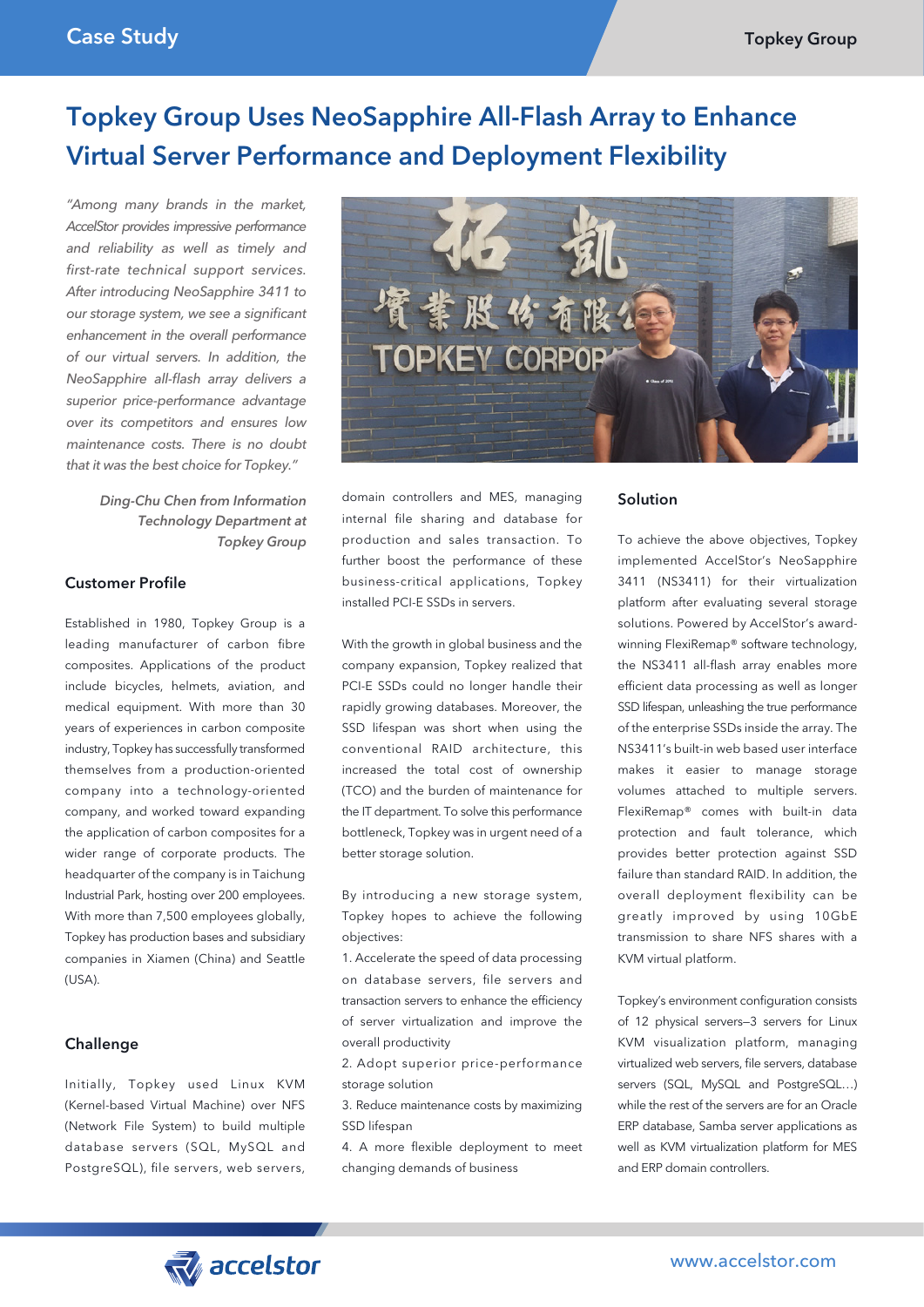# Topkey Group Uses NeoSapphire All-Flash Array to Enhance Virtual Server Performance and Deployment Flexibility

*"Among many brands in the market, AccelStor provides impressive performance and reliability as well as timely and first-rate technical support services. After introducing NeoSapphire 3411 to our storage system, we see a significant enhancement in the overall performance of our virtual servers. In addition, the NeoSapphire all-flash array delivers a superior price-performance advantage over its competitors and ensures low maintenance costs. There is no doubt that it was the best choice for Topkey."*

*Ding-Chu Chen from Information Technology Department at Topkey Group*

## Customer Profile

Established in 1980, Topkey Group is a leading manufacturer of carbon fibre composites. Applications of the product include bicycles, helmets, aviation, and medical equipment. With more than 30 years of experiences in carbon composite industry, Topkey has successfully transformed themselves from a production-oriented company into a technology-oriented company, and worked toward expanding the application of carbon composites for a wider range of corporate products. The headquarter of the company is in Taichung Industrial Park, hosting over 200 employees. With more than 7,500 employees globally, Topkey has production bases and subsidiary companies in Xiamen (China) and Seattle (USA).

## Challenge

Initially, Topkey used Linux KVM (Kernel-based Virtual Machine) over NFS (Network File System) to build multiple database servers (SQL, MySQL and PostgreSQL), file servers, web servers, domain controllers and MES, managing internal file sharing and database for production and sales transaction. To further boost the performance of these business-critical applications, Topkey installed PCI-E SSDs in servers.

With the growth in global business and the company expansion, Topkey realized that PCI-E SSDs could no longer handle their rapidly growing databases. Moreover, the SSD lifespan was short when using the conventional RAID architecture, this increased the total cost of ownership (TCO) and the burden of maintenance for the IT department. To solve this performance bottleneck, Topkey was in urgent need of a better storage solution.

By introducing a new storage system, Topkey hopes to achieve the following objectives:

1. Accelerate the speed of data processing on database servers, file servers and transaction servers to enhance the efficiency of server virtualization and improve the overall productivity
2. Adopt superior price-performance storage solution
3. Reduce maintenance costs by maximizing SSD lifespan
4. A more flexible deployment to meet changing demands of business

## Solution

To achieve the above objectives, Topkey implemented AccelStor's NeoSapphire 3411 (NS3411) for their virtualization platform after evaluating several storage solutions. Powered by AccelStor's award-winning FlexiRemap® software technology, the NS3411 all-flash array enables more efficient data processing as well as longer SSD lifespan, unleashing the true performance of the enterprise SSDs inside the array. The NS3411's built-in web based user interface makes it easier to manage storage volumes attached to multiple servers. FlexiRemap® comes with built-in data protection and fault tolerance, which provides better protection against SSD failure than standard RAID. In addition, the overall deployment flexibility can be greatly improved by using 10GbE transmission to share NFS shares with a KVM virtual platform.

Topkey's environment configuration consists of 12 physical servers—3 servers for Linux KVM visualization platform, managing virtualized web servers, file servers, database servers (SQL, MySQL and PostgreSQL…) while the rest of the servers are for an Oracle ERP database, Samba server applications as well as KVM virtualization platform for MES and ERP domain controllers.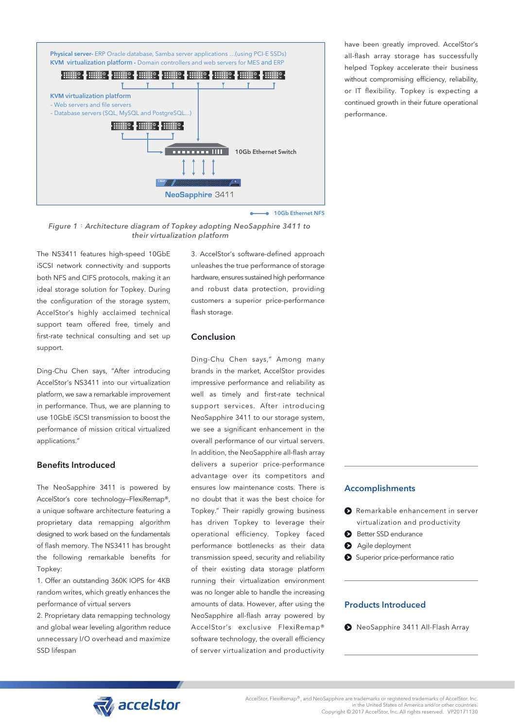Physical server- ERP Oracle database, Samba server applications …(using PCI-E SSDs)
KVM virtualization platform - Domain controllers and web servers for MES and ERP

KVM virtualization platform
- Web servers and file servers
- Database servers (SQL, MySQL and PostgreSQL…)

10Gb Ethernet Switch

NeoSapphire 3411

10Gb Ethernet NFS

*Figure 1：Architecture diagram of Topkey adopting NeoSapphire 3411 to their virtualization platform*

The NS3411 features high-speed 10GbE iSCSI network connectivity and supports both NFS and CIFS protocols, making it an ideal storage solution for Topkey. During the configuration of the storage system, AccelStor's highly acclaimed technical support team offered free, timely and first-rate technical consulting and set up support.

Ding-Chu Chen says, "After introducing AccelStor's NS3411 into our virtualization platform, we saw a remarkable improvement in performance. Thus, we are planning to use 10GbE iSCSI transmission to boost the performance of mission critical virtualized applications."

## Benefits Introduced

The NeoSapphire 3411 is powered by AccelStor's core technology–FlexiRemap®, a unique software architecture featuring a proprietary data remapping algorithm designed to work based on the fundamentals of flash memory. The NS3411 has brought the following remarkable benefits for Topkey:

1. Offer an outstanding 360K IOPS for 4KB random writes, which greatly enhances the performance of virtual servers
2. Proprietary data remapping technology and global wear leveling algorithm reduce unnecessary I/O overhead and maximize SSD lifespan
3. AccelStor's software-defined approach unleashes the true performance of storage hardware, ensures sustained high performance and robust data protection, providing customers a superior price-performance flash storage.

## Conclusion

Ding-Chu Chen says," Among many brands in the market, AccelStor provides impressive performance and reliability as well as timely and first-rate technical support services. After introducing NeoSapphire 3411 to our storage system, we see a significant enhancement in the overall performance of our virtual servers. In addition, the NeoSapphire all-flash array delivers a superior price-performance advantage over its competitors and ensures low maintenance costs. There is no doubt that it was the best choice for Topkey." Their rapidly growing business has driven Topkey to leverage their operational efficiency. Topkey faced performance bottlenecks as their data transmission speed, security and reliability of their existing data storage platform running their virtualization environment was no longer able to handle the increasing amounts of data. However, after using the NeoSapphire all-flash array powered by AccelStor's exclusive FlexiRemap® software technology, the overall efficiency of server virtualization and productivity have been greatly improved. AccelStor's all-flash array storage has successfully helped Topkey accelerate their business without compromising efficiency, reliability, or IT flexibility. Topkey is expecting a continued growth in their future operational performance.

## Accomplishments

- Remarkable enhancement in server virtualization and productivity
- Better SSD endurance
- Agile deployment
- Superior price-performance ratio

## Products Introduced

- NeoSapphire 3411 All-Flash Array

accelstor

AccelStor, FlexiRemap®, and NeoSapphire are trademarks or registered trademarks of AccelStor, Inc. in the United States of America and/or other countries.
Copyright © 2017 AccelStor, Inc. All rights reserved. VP20171130